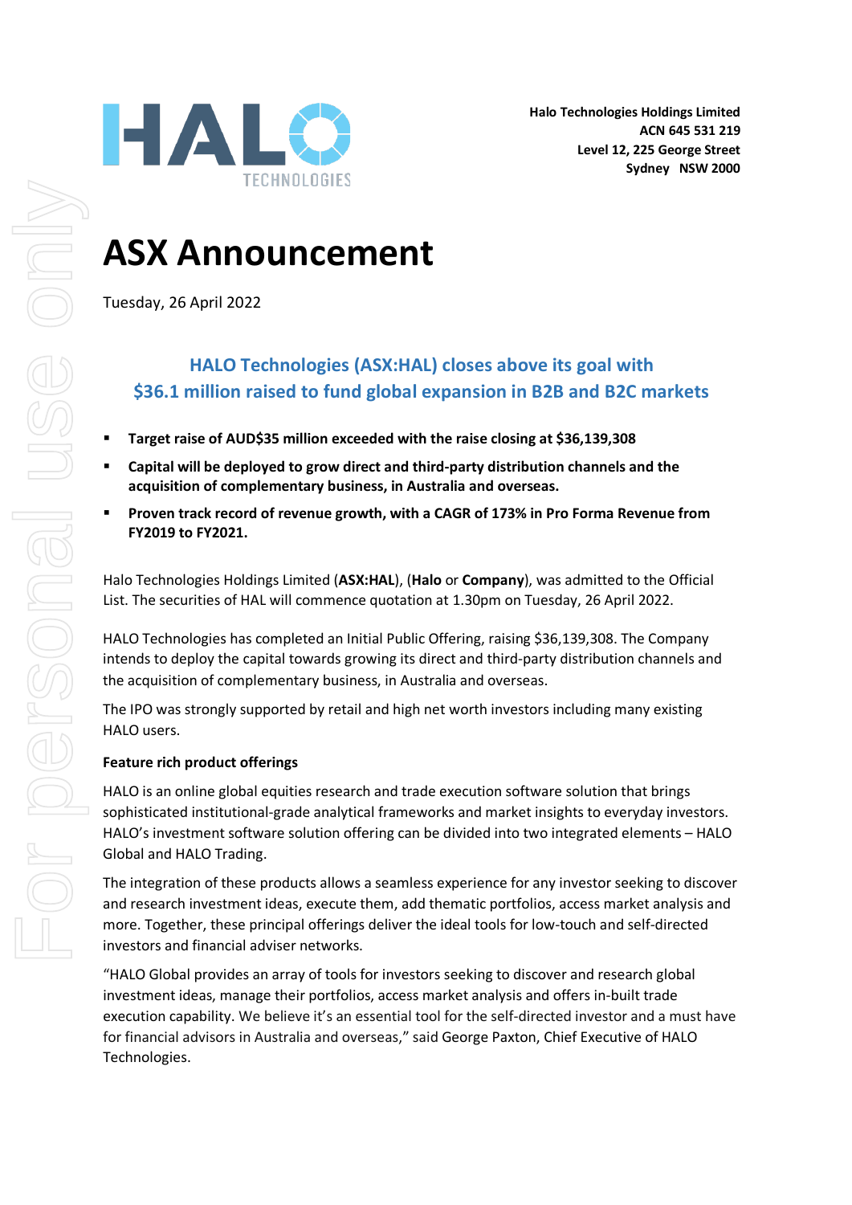Halo Technologies Holdings Limited
ACN 645 531 219
Level 12, 225 George Street
Sydney NSW 2000

# ASX Announcement

Tuesday, 26 April 2022

## HALO Technologies (ASX:HAL) closes above its goal with $36.1 million raised to fund global expansion in B2B and B2C markets

- **Target raise of AUD$35 million exceeded with the raise closing at $36,139,308**
- **Capital will be deployed to grow direct and third-party distribution channels and the acquisition of complementary business, in Australia and overseas.**
- **Proven track record of revenue growth, with a CAGR of 173% in Pro Forma Revenue from FY2019 to FY2021.**

Halo Technologies Holdings Limited (**ASX:HAL**), (**Halo** or **Company**), was admitted to the Official List. The securities of HAL will commence quotation at 1.30pm on Tuesday, 26 April 2022.

HALO Technologies has completed an Initial Public Offering, raising $36,139,308. The Company intends to deploy the capital towards growing its direct and third-party distribution channels and the acquisition of complementary business, in Australia and overseas.

The IPO was strongly supported by retail and high net worth investors including many existing HALO users.

**Feature rich product offerings**

HALO is an online global equities research and trade execution software solution that brings sophisticated institutional-grade analytical frameworks and market insights to everyday investors. HALO's investment software solution offering can be divided into two integrated elements – HALO Global and HALO Trading.

The integration of these products allows a seamless experience for any investor seeking to discover and research investment ideas, execute them, add thematic portfolios, access market analysis and more. Together, these principal offerings deliver the ideal tools for low-touch and self-directed investors and financial adviser networks.

"HALO Global provides an array of tools for investors seeking to discover and research global investment ideas, manage their portfolios, access market analysis and offers in-built trade execution capability. We believe it's an essential tool for the self-directed investor and a must have for financial advisors in Australia and overseas," said George Paxton, Chief Executive of HALO Technologies.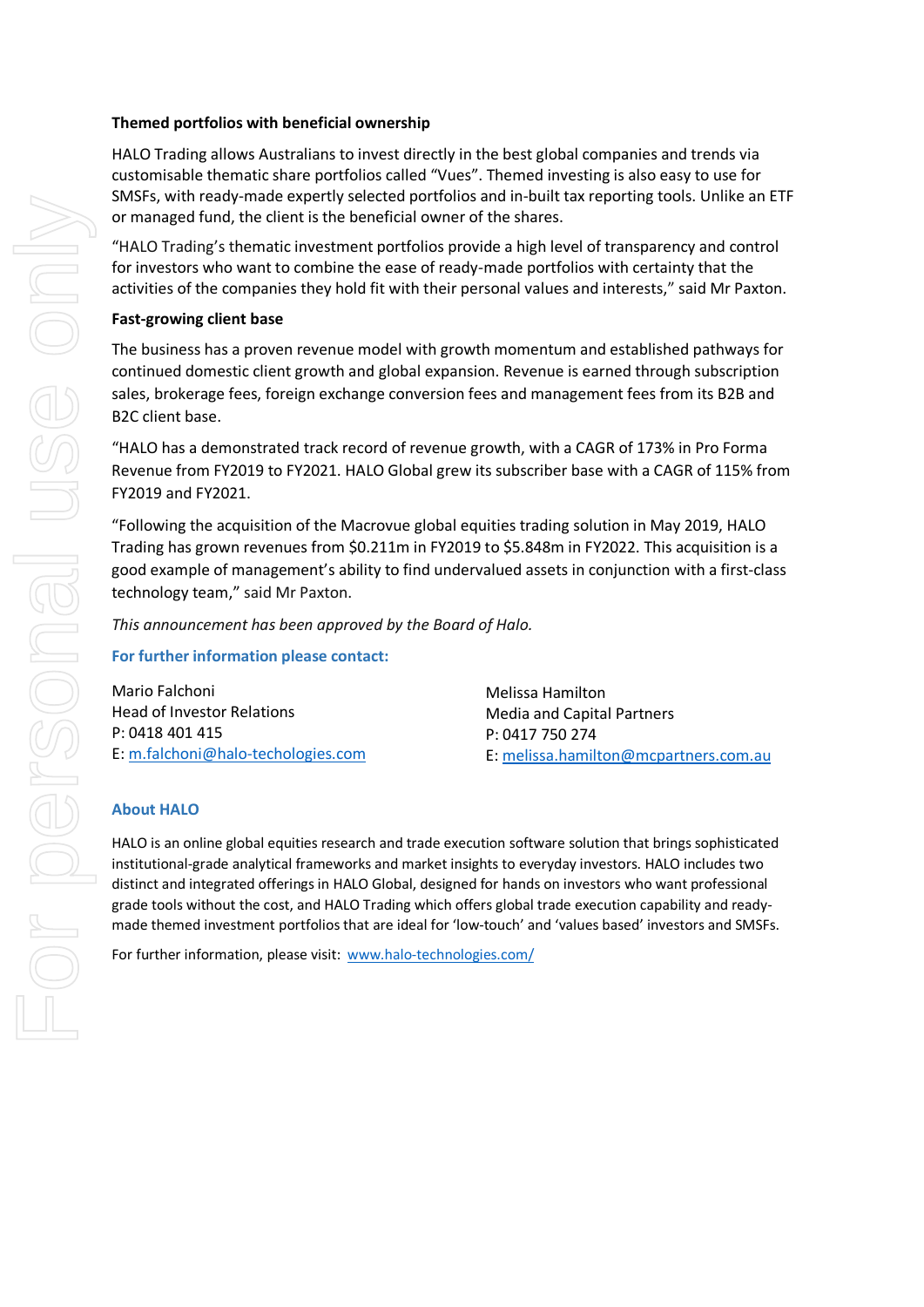**Themed portfolios with beneficial ownership**

HALO Trading allows Australians to invest directly in the best global companies and trends via customisable thematic share portfolios called "Vues". Themed investing is also easy to use for SMSFs, with ready-made expertly selected portfolios and in-built tax reporting tools. Unlike an ETF or managed fund, the client is the beneficial owner of the shares.

"HALO Trading's thematic investment portfolios provide a high level of transparency and control for investors who want to combine the ease of ready-made portfolios with certainty that the activities of the companies they hold fit with their personal values and interests," said Mr Paxton.

**Fast-growing client base**

The business has a proven revenue model with growth momentum and established pathways for continued domestic client growth and global expansion. Revenue is earned through subscription sales, brokerage fees, foreign exchange conversion fees and management fees from its B2B and B2C client base.

"HALO has a demonstrated track record of revenue growth, with a CAGR of 173% in Pro Forma Revenue from FY2019 to FY2021. HALO Global grew its subscriber base with a CAGR of 115% from FY2019 and FY2021.

"Following the acquisition of the Macrovue global equities trading solution in May 2019, HALO Trading has grown revenues from $0.211m in FY2019 to $5.848m in FY2022. This acquisition is a good example of management's ability to find undervalued assets in conjunction with a first-class technology team," said Mr Paxton.

*This announcement has been approved by the Board of Halo.*

**For further information please contact:**

Mario Falchoni
Head of Investor Relations
P: 0418 401 415
E: m.falchoni@halo-techologies.com

Melissa Hamilton
Media and Capital Partners
P: 0417 750 274
E: melissa.hamilton@mcpartners.com.au

**About HALO**

HALO is an online global equities research and trade execution software solution that brings sophisticated institutional-grade analytical frameworks and market insights to everyday investors. HALO includes two distinct and integrated offerings in HALO Global, designed for hands on investors who want professional grade tools without the cost, and HALO Trading which offers global trade execution capability and ready-made themed investment portfolios that are ideal for 'low-touch' and 'values based' investors and SMSFs.

For further information, please visit: www.halo-technologies.com/